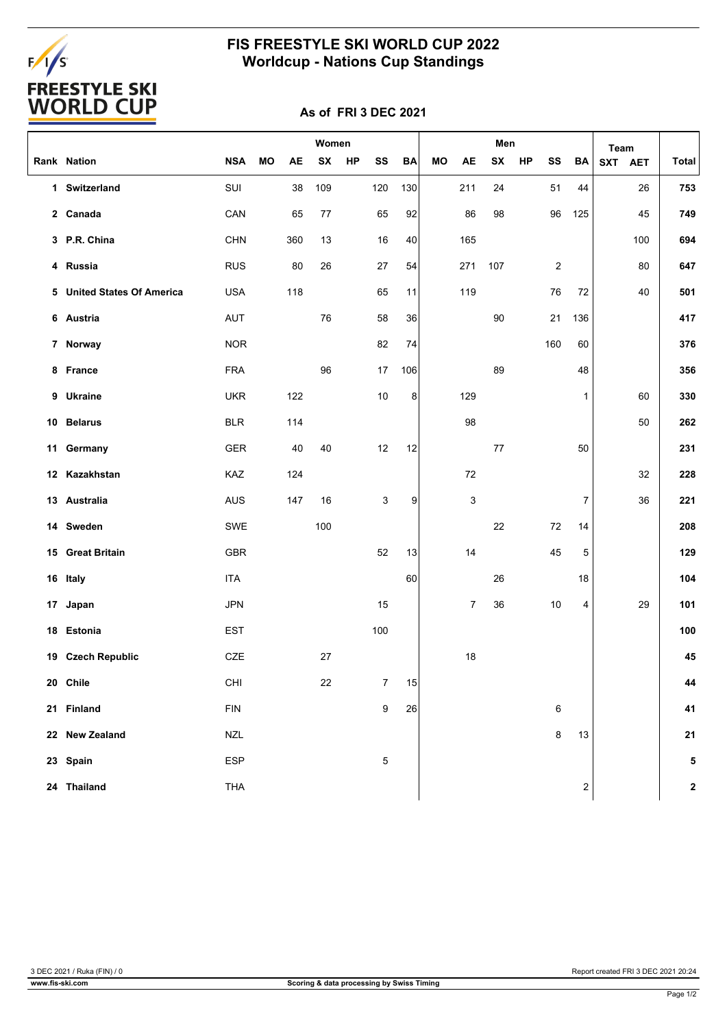# FIS FREESTYLE SKI WORLD CUP 2022
## Worldcup - Nations Cup Standings

### As of FRI 3 DEC 2021

| Rank | Nation | NSA | Women MO | Women AE | Women SX | Women HP | Women SS | Women BA | Men MO | Men AE | Men SX | Men HP | Men SS | Men BA | Team SXT | Team AET | Total |
|---|---|---|---|---|---|---|---|---|---|---|---|---|---|---|---|---|---|
| 1 | Switzerland | SUI | | 38 | 109 | | 120 | 130 | | 211 | 24 | | 51 | 44 | | 26 | 753 |
| 2 | Canada | CAN | | 65 | 77 | | 65 | 92 | | 86 | 98 | | 96 | 125 | | 45 | 749 |
| 3 | P.R. China | CHN | | 360 | 13 | | 16 | 40 | | 165 | | | | | | 100 | 694 |
| 4 | Russia | RUS | | 80 | 26 | | 27 | 54 | | 271 | 107 | | 2 | | | 80 | 647 |
| 5 | United States Of America | USA | | 118 | | | 65 | 11 | | 119 | | | 76 | 72 | | 40 | 501 |
| 6 | Austria | AUT | | | 76 | | 58 | 36 | | | 90 | | 21 | 136 | | | 417 |
| 7 | Norway | NOR | | | | | 82 | 74 | | | | | 160 | 60 | | | 376 |
| 8 | France | FRA | | | 96 | | 17 | 106 | | | 89 | | | 48 | | | 356 |
| 9 | Ukraine | UKR | | 122 | | | 10 | 8 | | 129 | | | | 1 | | 60 | 330 |
| 10 | Belarus | BLR | | 114 | | | | | | 98 | | | | | | 50 | 262 |
| 11 | Germany | GER | | 40 | 40 | | 12 | 12 | | | 77 | | | 50 | | | 231 |
| 12 | Kazakhstan | KAZ | | 124 | | | | | | 72 | | | | | | 32 | 228 |
| 13 | Australia | AUS | | 147 | 16 | | 3 | 9 | | 3 | | | | 7 | | 36 | 221 |
| 14 | Sweden | SWE | | | 100 | | | | | | 22 | | 72 | 14 | | | 208 |
| 15 | Great Britain | GBR | | | | | 52 | 13 | | 14 | | | 45 | 5 | | | 129 |
| 16 | Italy | ITA | | | | | | 60 | | | 26 | | | 18 | | | 104 |
| 17 | Japan | JPN | | | | | 15 | | | 7 | 36 | | 10 | 4 | | 29 | 101 |
| 18 | Estonia | EST | | | | | 100 | | | | | | | | | | 100 |
| 19 | Czech Republic | CZE | | | 27 | | | | | 18 | | | | | | | 45 |
| 20 | Chile | CHI | | | 22 | | 7 | 15 | | | | | | | | | 44 |
| 21 | Finland | FIN | | | | | 9 | 26 | | | | | 6 | | | | 41 |
| 22 | New Zealand | NZL | | | | | | | | | | | 8 | 13 | | | 21 |
| 23 | Spain | ESP | | | | | 5 | | | | | | | | | | 5 |
| 24 | Thailand | THA | | | | | | | | | | | | 2 | | | 2 |

3 DEC 2021 / Ruka (FIN) / 0

Report created FRI 3 DEC 2021 20:24

www.fis-ski.com

Scoring & data processing by Swiss Timing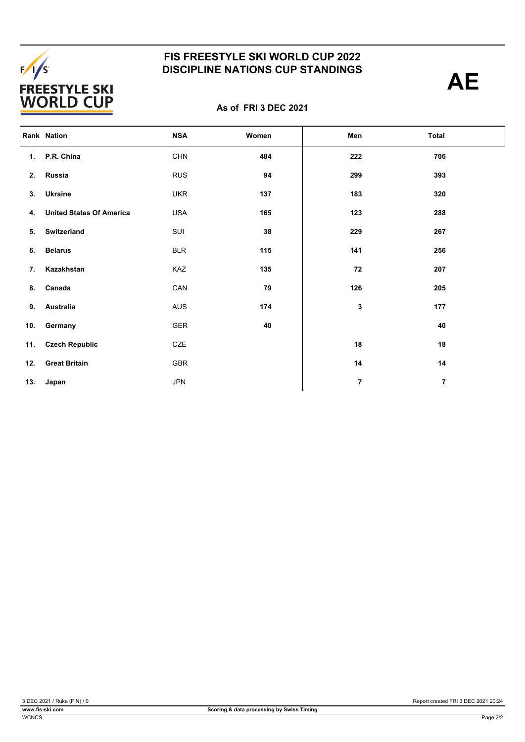# FIS FREESTYLE SKI WORLD CUP 2022
# DISCIPLINE NATIONS CUP STANDINGS

**AE**

**As of FRI 3 DEC 2021**

| Rank | Nation | NSA | Women | Men | Total |
|---|---|---|---|---|---|
| 1. | **P.R. China** | CHN | **484** | **222** | **706** |
| 2. | **Russia** | RUS | **94** | **299** | **393** |
| 3. | **Ukraine** | UKR | **137** | **183** | **320** |
| 4. | **United States Of America** | USA | **165** | **123** | **288** |
| 5. | **Switzerland** | SUI | **38** | **229** | **267** |
| 6. | **Belarus** | BLR | **115** | **141** | **256** |
| 7. | **Kazakhstan** | KAZ | **135** | **72** | **207** |
| 8. | **Canada** | CAN | **79** | **126** | **205** |
| 9. | **Australia** | AUS | **174** | **3** | **177** |
| 10. | **Germany** | GER | **40** | | **40** |
| 11. | **Czech Republic** | CZE | | **18** | **18** |
| 12. | **Great Britain** | GBR | | **14** | **14** |
| 13. | **Japan** | JPN | | **7** | **7** |

3 DEC 2021 / Ruka (FIN) / 0

Report created FRI 3 DEC 2021 20:24

www.fis-ski.com

Scoring & data processing by Swiss Timing

WCNCS